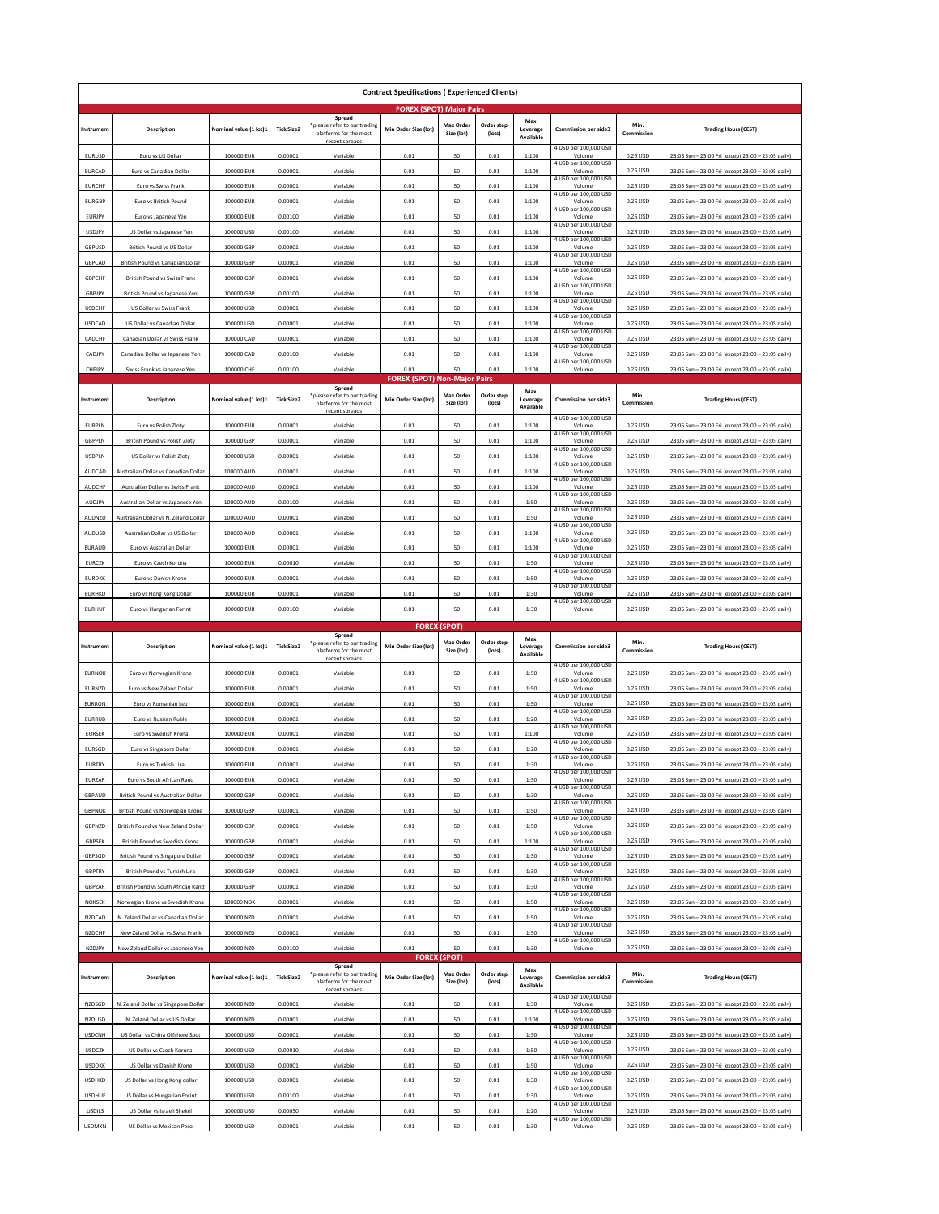# Contract Specifications ( Experienced Clients)

## FOREX (SPOT) Major Pairs

| Instrument | Description | Nominal value (1 lot)1 | Tick Size2 | Spread *please refer to our trading platforms for the most recent spreads | Min Order Size (lot) | Max Order Size (lot) | Order step (lots) | Max. Leverage Available | Commission per side3 | Min. Commission | Trading Hours (CEST) |
|---|---|---|---|---|---|---|---|---|---|---|---|
| EURUSD | Euro vs US Dollar | 100000 EUR | 0.00001 | Variable | 0.01 | 50 | 0.01 | 1:100 | 4 USD per 100,000 USD Volume | 0.25 USD | 23:05 Sun – 23:00 Fri (except 23:00 – 23:05 daily) |
| EURCAD | Euro vs Canadian Dollar | 100000 EUR | 0.00001 | Variable | 0.01 | 50 | 0.01 | 1:100 | 4 USD per 100,000 USD Volume | 0.25 USD | 23:05 Sun – 23:00 Fri (except 23:00 – 23:05 daily) |
| EURCHF | Euro vs Swiss Frank | 100000 EUR | 0.00001 | Variable | 0.01 | 50 | 0.01 | 1:100 | 4 USD per 100,000 USD Volume | 0.25 USD | 23:05 Sun – 23:00 Fri (except 23:00 – 23:05 daily) |
| EURGBP | Euro vs British Pound | 100000 EUR | 0.00001 | Variable | 0.01 | 50 | 0.01 | 1:100 | 4 USD per 100,000 USD Volume | 0.25 USD | 23:05 Sun – 23:00 Fri (except 23:00 – 23:05 daily) |
| EURJPY | Euro vs Japanese Yen | 100000 EUR | 0.00100 | Variable | 0.01 | 50 | 0.01 | 1:100 | 4 USD per 100,000 USD Volume | 0.25 USD | 23:05 Sun – 23:00 Fri (except 23:00 – 23:05 daily) |
| USDJPY | US Dollar vs Japanese Yen | 100000 USD | 0.00100 | Variable | 0.01 | 50 | 0.01 | 1:100 | 4 USD per 100,000 USD Volume | 0.25 USD | 23:05 Sun – 23:00 Fri (except 23:00 – 23:05 daily) |
| GBPUSD | British Pound vs US Dollar | 100000 GBP | 0.00001 | Variable | 0.01 | 50 | 0.01 | 1:100 | 4 USD per 100,000 USD Volume | 0.25 USD | 23:05 Sun – 23:00 Fri (except 23:00 – 23:05 daily) |
| GBPCAD | British Pound vs Canadian Dollar | 100000 GBP | 0.00001 | Variable | 0.01 | 50 | 0.01 | 1:100 | 4 USD per 100,000 USD Volume | 0.25 USD | 23:05 Sun – 23:00 Fri (except 23:00 – 23:05 daily) |
| GBPCHF | British Pound vs Swiss Frank | 100000 GBP | 0.00001 | Variable | 0.01 | 50 | 0.01 | 1:100 | 4 USD per 100,000 USD Volume | 0.25 USD | 23:05 Sun – 23:00 Fri (except 23:00 – 23:05 daily) |
| GBPJPY | British Pound vs Japanese Yen | 100000 GBP | 0.00100 | Variable | 0.01 | 50 | 0.01 | 1:100 | 4 USD per 100,000 USD Volume | 0.25 USD | 23:05 Sun – 23:00 Fri (except 23:00 – 23:05 daily) |
| USDCHF | US Dollar vs Swiss Frank | 100000 USD | 0.00001 | Variable | 0.01 | 50 | 0.01 | 1:100 | 4 USD per 100,000 USD Volume | 0.25 USD | 23:05 Sun – 23:00 Fri (except 23:00 – 23:05 daily) |
| USDCAD | US Dollar vs Canadian Dollar | 100000 USD | 0.00001 | Variable | 0.01 | 50 | 0.01 | 1:100 | 4 USD per 100,000 USD Volume | 0.25 USD | 23:05 Sun – 23:00 Fri (except 23:00 – 23:05 daily) |
| CADCHF | Canadian Dollar vs Swiss Frank | 100000 CAD | 0.00001 | Variable | 0.01 | 50 | 0.01 | 1:100 | 4 USD per 100,000 USD Volume | 0.25 USD | 23:05 Sun – 23:00 Fri (except 23:00 – 23:05 daily) |
| CADJPY | Canadian Dollar vs Japanese Yen | 100000 CAD | 0.00100 | Variable | 0.01 | 50 | 0.01 | 1:100 | 4 USD per 100,000 USD Volume | 0.25 USD | 23:05 Sun – 23:00 Fri (except 23:00 – 23:05 daily) |
| CHFJPY | Swiss Frank vs Japanese Yen | 100000 CHF | 0.00100 | Variable | 0.01 | 50 | 0.01 | 1:100 | 4 USD per 100,000 USD Volume | 0.25 USD | 23:05 Sun – 23:00 Fri (except 23:00 – 23:05 daily) |

## FOREX (SPOT) Non-Major Pairs

| Instrument | Description | Nominal value (1 lot)1 | Tick Size2 | Spread *please refer to our trading platforms for the most recent spreads | Min Order Size (lot) | Max Order Size (lot) | Order step (lots) | Max. Leverage Available | Commission per side3 | Min. Commission | Trading Hours (CEST) |
|---|---|---|---|---|---|---|---|---|---|---|---|
| EURPLN | Euro vs Polish Zloty | 100000 EUR | 0.00001 | Variable | 0.01 | 50 | 0.01 | 1:100 | 4 USD per 100,000 USD Volume | 0.25 USD | 23:05 Sun – 23:00 Fri (except 23:00 – 23:05 daily) |
| GBPPLN | British Pound vs Polish Zloty | 100000 GBP | 0.00001 | Variable | 0.01 | 50 | 0.01 | 1:100 | 4 USD per 100,000 USD Volume | 0.25 USD | 23:05 Sun – 23:00 Fri (except 23:00 – 23:05 daily) |
| USDPLN | US Dollar vs Polish Zloty | 100000 USD | 0.00001 | Variable | 0.01 | 50 | 0.01 | 1:100 | 4 USD per 100,000 USD Volume | 0.25 USD | 23:05 Sun – 23:00 Fri (except 23:00 – 23:05 daily) |
| AUDCAD | Australian Dollar vs Canadian Dollar | 100000 AUD | 0.00001 | Variable | 0.01 | 50 | 0.01 | 1:100 | 4 USD per 100,000 USD Volume | 0.25 USD | 23:05 Sun – 23:00 Fri (except 23:00 – 23:05 daily) |
| AUDCHF | Australian Dollar vs Swiss Frank | 100000 AUD | 0.00001 | Variable | 0.01 | 50 | 0.01 | 1:100 | 4 USD per 100,000 USD Volume | 0.25 USD | 23:05 Sun – 23:00 Fri (except 23:00 – 23:05 daily) |
| AUDJPY | Australian Dollar vs Japanese Yen | 100000 AUD | 0.00100 | Variable | 0.01 | 50 | 0.01 | 1:50 | 4 USD per 100,000 USD Volume | 0.25 USD | 23:05 Sun – 23:00 Fri (except 23:00 – 23:05 daily) |
| AUDNZD | Australian Dollar vs N. Zeland Dollar | 100000 AUD | 0.00001 | Variable | 0.01 | 50 | 0.01 | 1:50 | 4 USD per 100,000 USD Volume | 0.25 USD | 23:05 Sun – 23:00 Fri (except 23:00 – 23:05 daily) |
| AUDUSD | Australian Dollar vs US Dollar | 100000 AUD | 0.00001 | Variable | 0.01 | 50 | 0.01 | 1:100 | 4 USD per 100,000 USD Volume | 0.25 USD | 23:05 Sun – 23:00 Fri (except 23:00 – 23:05 daily) |
| EURAUD | Euro vs Australian Dollar | 100000 EUR | 0.00001 | Variable | 0.01 | 50 | 0.01 | 1:100 | 4 USD per 100,000 USD Volume | 0.25 USD | 23:05 Sun – 23:00 Fri (except 23:00 – 23:05 daily) |
| EURCZK | Euro vs Czech Koruna | 100000 EUR | 0.00010 | Variable | 0.01 | 50 | 0.01 | 1:50 | 4 USD per 100,000 USD Volume | 0.25 USD | 23:05 Sun – 23:00 Fri (except 23:00 – 23:05 daily) |
| EURDKK | Euro vs Danish Krone | 100000 EUR | 0.00001 | Variable | 0.01 | 50 | 0.01 | 1:50 | 4 USD per 100,000 USD Volume | 0.25 USD | 23:05 Sun – 23:00 Fri (except 23:00 – 23:05 daily) |
| EURHKD | Euro vs Hong Kong Dollar | 100000 EUR | 0.00001 | Variable | 0.01 | 50 | 0.01 | 1:30 | 4 USD per 100,000 USD Volume | 0.25 USD | 23:05 Sun – 23:00 Fri (except 23:00 – 23:05 daily) |
| EURHUF | Euro vs Hungarian Forint | 100000 EUR | 0.00100 | Variable | 0.01 | 50 | 0.01 | 1:30 | 4 USD per 100,000 USD Volume | 0.25 USD | 23:05 Sun – 23:00 Fri (except 23:00 – 23:05 daily) |

## FOREX (SPOT)

| Instrument | Description | Nominal value (1 lot)1 | Tick Size2 | Spread *please refer to our trading platforms for the most recent spreads | Min Order Size (lot) | Max Order Size (lot) | Order step (lots) | Max. Leverage Available | Commission per side3 | Min. Commission | Trading Hours (CEST) |
|---|---|---|---|---|---|---|---|---|---|---|---|
| EURNOK | Euro vs Norwegian Krone | 100000 EUR | 0.00001 | Variable | 0.01 | 50 | 0.01 | 1:50 | 4 USD per 100,000 USD Volume | 0.25 USD | 23:05 Sun – 23:00 Fri (except 23:00 – 23:05 daily) |
| EURNZD | Euro vs New Zeland Dollar | 100000 EUR | 0.00001 | Variable | 0.01 | 50 | 0.01 | 1:50 | 4 USD per 100,000 USD Volume | 0.25 USD | 23:05 Sun – 23:00 Fri (except 23:00 – 23:05 daily) |
| EURRON | Euro vs Romanian Leu | 100000 EUR | 0.00001 | Variable | 0.01 | 50 | 0.01 | 1:50 | 4 USD per 100,000 USD Volume | 0.25 USD | 23:05 Sun – 23:00 Fri (except 23:00 – 23:05 daily) |
| EURRUB | Euro vs Russian Ruble | 100000 EUR | 0.00001 | Variable | 0.01 | 50 | 0.01 | 1:20 | 4 USD per 100,000 USD Volume | 0.25 USD | 23:05 Sun – 23:00 Fri (except 23:00 – 23:05 daily) |
| EURSEK | Euro vs Swedish Krona | 100000 EUR | 0.00001 | Variable | 0.01 | 50 | 0.01 | 1:100 | 4 USD per 100,000 USD Volume | 0.25 USD | 23:05 Sun – 23:00 Fri (except 23:00 – 23:05 daily) |
| EURSGD | Euro vs Singapore Dollar | 100000 EUR | 0.00001 | Variable | 0.01 | 50 | 0.01 | 1:20 | 4 USD per 100,000 USD Volume | 0.25 USD | 23:05 Sun – 23:00 Fri (except 23:00 – 23:05 daily) |
| EURTRY | Euro vs Turkish Lira | 100000 EUR | 0.00001 | Variable | 0.01 | 50 | 0.01 | 1:30 | 4 USD per 100,000 USD Volume | 0.25 USD | 23:05 Sun – 23:00 Fri (except 23:00 – 23:05 daily) |
| EURZAR | Euro vs South African Rand | 100000 EUR | 0.00001 | Variable | 0.01 | 50 | 0.01 | 1:30 | 4 USD per 100,000 USD Volume | 0.25 USD | 23:05 Sun – 23:00 Fri (except 23:00 – 23:05 daily) |
| GBPAUD | British Pound vs Australian Dollar | 100000 GBP | 0.00001 | Variable | 0.01 | 50 | 0.01 | 1:30 | 4 USD per 100,000 USD Volume | 0.25 USD | 23:05 Sun – 23:00 Fri (except 23:00 – 23:05 daily) |
| GBPNOK | British Pound vs Norwegian Krone | 100000 GBP | 0.00001 | Variable | 0.01 | 50 | 0.01 | 1:50 | 4 USD per 100,000 USD Volume | 0.25 USD | 23:05 Sun – 23:00 Fri (except 23:00 – 23:05 daily) |
| GBPNZD | British Pound vs New Zeland Dollar | 100000 GBP | 0.00001 | Variable | 0.01 | 50 | 0.01 | 1:50 | 4 USD per 100,000 USD Volume | 0.25 USD | 23:05 Sun – 23:00 Fri (except 23:00 – 23:05 daily) |
| GBPSEK | British Pound vs Swedish Krona | 100000 GBP | 0.00001 | Variable | 0.01 | 50 | 0.01 | 1:100 | 4 USD per 100,000 USD Volume | 0.25 USD | 23:05 Sun – 23:00 Fri (except 23:00 – 23:05 daily) |
| GBPSGD | British Pound vs Singapore Dollar | 100000 GBP | 0.00001 | Variable | 0.01 | 50 | 0.01 | 1:30 | 4 USD per 100,000 USD Volume | 0.25 USD | 23:05 Sun – 23:00 Fri (except 23:00 – 23:05 daily) |
| GBPTRY | British Pound vs Turkish Lira | 100000 GBP | 0.00001 | Variable | 0.01 | 50 | 0.01 | 1:30 | 4 USD per 100,000 USD Volume | 0.25 USD | 23:05 Sun – 23:00 Fri (except 23:00 – 23:05 daily) |
| GBPZAR | British Pound vs South African Rand | 100000 GBP | 0.00001 | Variable | 0.01 | 50 | 0.01 | 1:30 | 4 USD per 100,000 USD Volume | 0.25 USD | 23:05 Sun – 23:00 Fri (except 23:00 – 23:05 daily) |
| NOKSEK | Norwegian Krone vs Swedish Krona | 100000 NOK | 0.00001 | Variable | 0.01 | 50 | 0.01 | 1:50 | 4 USD per 100,000 USD Volume | 0.25 USD | 23:05 Sun – 23:00 Fri (except 23:00 – 23:05 daily) |
| NZDCAD | N. Zeland Dollar vs Canadian Dollar | 100000 NZD | 0.00001 | Variable | 0.01 | 50 | 0.01 | 1:50 | 4 USD per 100,000 USD Volume | 0.25 USD | 23:05 Sun – 23:00 Fri (except 23:00 – 23:05 daily) |
| NZDCHF | New Zeland Dollar vs Swiss Frank | 100000 NZD | 0.00001 | Variable | 0.01 | 50 | 0.01 | 1:50 | 4 USD per 100,000 USD Volume | 0.25 USD | 23:05 Sun – 23:00 Fri (except 23:00 – 23:05 daily) |
| NZDJPY | New Zeland Dollar vs Japanese Yen | 100000 NZD | 0.00100 | Variable | 0.01 | 50 | 0.01 | 1:30 | 4 USD per 100,000 USD Volume | 0.25 USD | 23:05 Sun – 23:00 Fri (except 23:00 – 23:05 daily) |

## FOREX (SPOT)

| Instrument | Description | Nominal value (1 lot)1 | Tick Size2 | Spread *please refer to our trading platforms for the most recent spreads | Min Order Size (lot) | Max Order Size (lot) | Order step (lots) | Max. Leverage Available | Commission per side3 | Min. Commission | Trading Hours (CEST) |
|---|---|---|---|---|---|---|---|---|---|---|---|
| NZDSGD | N. Zeland Dollar vs Singapore Dollar | 100000 NZD | 0.00001 | Variable | 0.01 | 50 | 0.01 | 1:30 | 4 USD per 100,000 USD Volume | 0.25 USD | 23:05 Sun – 23:00 Fri (except 23:00 – 23:05 daily) |
| NZDUSD | N. Zeland Dollar vs US Dollar | 100000 NZD | 0.00001 | Variable | 0.01 | 50 | 0.01 | 1:100 | 4 USD per 100,000 USD Volume | 0.25 USD | 23:05 Sun – 23:00 Fri (except 23:00 – 23:05 daily) |
| USDCNH | US Dollar vs China Offshore Spot | 100000 USD | 0.00001 | Variable | 0.01 | 50 | 0.01 | 1:30 | 4 USD per 100,000 USD Volume | 0.25 USD | 23:05 Sun – 23:00 Fri (except 23:00 – 23:05 daily) |
| USDCZK | US Dollar vs Czech Koruna | 100000 USD | 0.00010 | Variable | 0.01 | 50 | 0.01 | 1:50 | 4 USD per 100,000 USD Volume | 0.25 USD | 23:05 Sun – 23:00 Fri (except 23:00 – 23:05 daily) |
| USDDKK | US Dollar vs Danish Krone | 100000 USD | 0.00001 | Variable | 0.01 | 50 | 0.01 | 1:50 | 4 USD per 100,000 USD Volume | 0.25 USD | 23:05 Sun – 23:00 Fri (except 23:00 – 23:05 daily) |
| USDHKD | US Dollar vs Hong Kong dollar | 100000 USD | 0.00001 | Variable | 0.01 | 50 | 0.01 | 1:30 | 4 USD per 100,000 USD Volume | 0.25 USD | 23:05 Sun – 23:00 Fri (except 23:00 – 23:05 daily) |
| USDHUF | US Dollar vs Hungarian Forint | 100000 USD | 0.00100 | Variable | 0.01 | 50 | 0.01 | 1:30 | 4 USD per 100,000 USD Volume | 0.25 USD | 23:05 Sun – 23:00 Fri (except 23:00 – 23:05 daily) |
| USDILS | US Dollar vs Israeli Shekel | 100000 USD | 0.00050 | Variable | 0.01 | 50 | 0.01 | 1:20 | 4 USD per 100,000 USD Volume | 0.25 USD | 23:05 Sun – 23:00 Fri (except 23:00 – 23:05 daily) |
| USDMXN | US Dollar vs Mexican Peso | 100000 USD | 0.00001 | Variable | 0.01 | 50 | 0.01 | 1:30 | 4 USD per 100,000 USD Volume | 0.25 USD | 23:05 Sun – 23:00 Fri (except 23:00 – 23:05 daily) |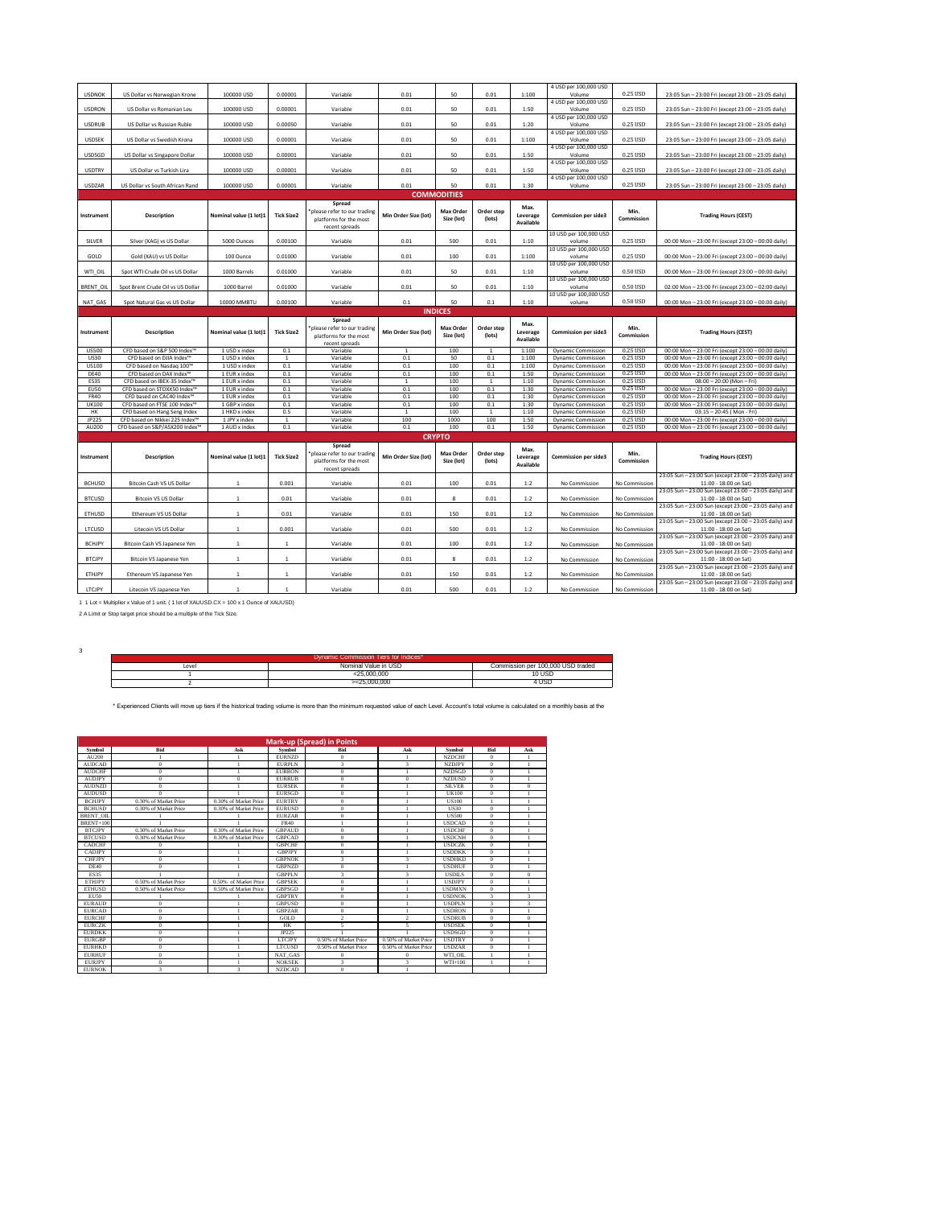| Instrument | Description | Nominal value (1 lot)1 | Tick Size2 | Spread *please refer to our trading platforms for the most recent spreads | Min Order Size (lot) | Max Order Size (lot) | Order step (lots) | Max. Leverage Available | Commission per side3 | Min. Commission | Trading Hours (CEST) |
|---|---|---|---|---|---|---|---|---|---|---|---|
| USDNOK | US Dollar vs Norwegian Krone | 100000 USD | 0.00001 | Variable | 0.01 | 50 | 0.01 | 1:100 | 4 USD per 100,000 USD Volume | 0.25 USD | 23:05 Sun – 23:00 Fri (except 23:00 – 23:05 daily) |
| USDRON | US Dollar vs Romanian Leu | 100000 USD | 0.00001 | Variable | 0.01 | 50 | 0.01 | 1:50 | 4 USD per 100,000 USD Volume | 0.25 USD | 23:05 Sun – 23:00 Fri (except 23:00 – 23:05 daily) |
| USDRUB | US Dollar vs Russian Ruble | 100000 USD | 0.00050 | Variable | 0.01 | 50 | 0.01 | 1:20 | 4 USD per 100,000 USD Volume | 0.25 USD | 23:05 Sun – 23:00 Fri (except 23:00 – 23:05 daily) |
| USDSEK | US Dollar vs Swedish Krona | 100000 USD | 0.00001 | Variable | 0.01 | 50 | 0.01 | 1:100 | 4 USD per 100,000 USD Volume | 0.25 USD | 23:05 Sun – 23:00 Fri (except 23:00 – 23:05 daily) |
| USDSGD | US Dollar vs Singapore Dollar | 100000 USD | 0.00001 | Variable | 0.01 | 50 | 0.01 | 1:50 | 4 USD per 100,000 USD Volume | 0.25 USD | 23:05 Sun – 23:00 Fri (except 23:00 – 23:05 daily) |
| USDTRY | US Dollar vs Turkish Lira | 100000 USD | 0.00001 | Variable | 0.01 | 50 | 0.01 | 1:50 | 4 USD per 100,000 USD Volume | 0.25 USD | 23:05 Sun – 23:00 Fri (except 23:00 – 23:05 daily) |
| USDZAR | US Dollar vs South African Rand | 100000 USD | 0.00001 | Variable | 0.01 | 50 | 0.01 | 1:30 | 4 USD per 100,000 USD Volume | 0.25 USD | 23:05 Sun – 23:00 Fri (except 23:00 – 23:05 daily) |

## COMMODITIES

| Instrument | Description | Nominal value (1 lot)1 | Tick Size2 | Spread *please refer to our trading platforms for the most recent spreads | Min Order Size (lot) | Max Order Size (lot) | Order step (lots) | Max. Leverage Available | Commission per side3 | Min. Commission | Trading Hours (CEST) |
|---|---|---|---|---|---|---|---|---|---|---|---|
| SILVER | Silver (XAG) vs US Dollar | 5000 Ounces | 0.00100 | Variable | 0.01 | 500 | 0.01 | 1:10 | 10 USD per 100,000 USD volume | 0.25 USD | 00:00 Mon – 23:00 Fri (except 23:00 – 00:00 daily) |
| GOLD | Gold (XAU) vs US Dollar | 100 Ounce | 0.01000 | Variable | 0.01 | 100 | 0.01 | 1:100 | 10 USD per 100,000 USD volume | 0.25 USD | 00:00 Mon – 23:00 Fri (except 23:00 – 00:00 daily) |
| WTI_OIL | Spot WTI Crude Oil vs US Dollar | 1000 Barrels | 0.01000 | Variable | 0.01 | 50 | 0.01 | 1:10 | 10 USD per 100,000 USD volume | 0.50 USD | 00:00 Mon – 23:00 Fri (except 23:00 – 00:00 daily) |
| BRENT_OIL | Spot Brent Crude Oil vs US Dollar | 1000 Barrel | 0.01000 | Variable | 0.01 | 50 | 0.01 | 1:10 | 10 USD per 100,000 USD volume | 0.50 USD | 02:00 Mon – 23:00 Fri (except 23:00 – 02:00 daily) |
| NAT_GAS | Spot Natural Gas vs US Dollar | 10000 MMBTU | 0.00100 | Variable | 0.1 | 50 | 0.1 | 1:10 | 10 USD per 100,000 USD volume | 0.50 USD | 00:00 Mon – 23:00 Fri (except 23:00 – 00:00 daily) |

## INDICES

| Instrument | Description | Nominal value (1 lot)1 | Tick Size2 | Spread *please refer to our trading platforms for the most recent spreads | Min Order Size (lot) | Max Order Size (lot) | Order step (lots) | Max. Leverage Available | Commission per side3 | Min. Commission | Trading Hours (CEST) |
|---|---|---|---|---|---|---|---|---|---|---|---|
| US500 | CFD based on S&P 500 Index™ | 1 USD x index | 0.1 | Variable | 1 | 100 | 1 | 1:100 | Dynamic Commission | 0.25 USD | 00:00 Mon – 23:00 Fri (except 23:00 – 00:00 daily) |
| US30 | CFD based on DJIA Index™ | 1 USD x index | 1 | Variable | 0.1 | 50 | 0.1 | 1:100 | Dynamic Commission | 0.25 USD | 00:00 Mon – 23:00 Fri (except 23:00 – 00:00 daily) |
| US100 | CFD based on Nasdaq 100™ | 1 USD x index | 0.1 | Variable | 0.1 | 100 | 0.1 | 1:100 | Dynamic Commission | 0.25 USD | 00:00 Mon – 23:00 Fri (except 23:00 – 00:00 daily) |
| DE40 | CFD based on DAX Index™ | 1 EUR x index | 0.1 | Variable | 0.1 | 100 | 0.1 | 1:50 | Dynamic Commission | 0.25 USD | 00:00 Mon – 23:00 Fri (except 23:00 – 00:00 daily) |
| ES35 | CFD based on IBEX-35 Index™ | 1 EUR x index | 0.1 | Variable | 1 | 100 | 1 | 1:10 | Dynamic Commission | 0.25 USD | 08:00 – 20:00 (Mon – Fri) |
| EU50 | CFD based on STOXX50 Index™ | 1 EUR x index | 0.1 | Variable | 0.1 | 100 | 0.1 | 1:30 | Dynamic Commission | 0.25 USD | 00:00 Mon – 23:00 Fri (except 23:00 – 00:00 daily) |
| FR40 | CFD based on CAC40 Index™ | 1 EUR x index | 0.1 | Variable | 0.1 | 100 | 0.1 | 1:30 | Dynamic Commission | 0.25 USD | 00:00 Mon – 23:00 Fri (except 23:00 – 00:00 daily) |
| UK100 | CFD based on FTSE 100 Index™ | 1 GBP x index | 0.1 | Variable | 0.1 | 100 | 0.1 | 1:30 | Dynamic Commission | 0.25 USD | 00:00 Mon – 23:00 Fri (except 23:00 – 00:00 daily) |
| HK | CFD based on Hang Seng Index | 1 HKD x index | 0.5 | Variable | 1 | 100 | 1 | 1:10 | Dynamic Commission | 0.25 USD | 03:15 – 20:45 ( Mon - Fri) |
| JP225 | CFD based on Nikkei 225 Index™ | 1 JPY x index | 1 | Variable | 100 | 1000 | 100 | 1:50 | Dynamic Commission | 0.25 USD | 00:00 Mon – 23:00 Fri (except 23:00 – 00:00 daily) |
| AU200 | CFD based on S&P/ASX200 Index™ | 1 AUD x index | 0.1 | Variable | 0.1 | 100 | 0.1 | 1:50 | Dynamic Commission | 0.25 USD | 00:00 Mon – 23:00 Fri (except 23:00 – 00:00 daily) |

## CRYPTO

| Instrument | Description | Nominal value (1 lot)1 | Tick Size2 | Spread *please refer to our trading platforms for the most recent spreads | Min Order Size (lot) | Max Order Size (lot) | Order step (lots) | Max. Leverage Available | Commission per side3 | Min. Commission | Trading Hours (CEST) |
|---|---|---|---|---|---|---|---|---|---|---|---|
| BCHUSD | Bitcoin Cash VS US Dollar | 1 | 0.001 | Variable | 0.01 | 100 | 0.01 | 1:2 | No Commission | No Commission | 23:05 Sun – 23:00 Sun (except 23:00 – 23:05 daily) and 11:00 - 18:00 on Sat) |
| BTCUSD | Bitcoin VS US Dollar | 1 | 0.01 | Variable | 0.01 | 8 | 0.01 | 1:2 | No Commission | No Commission | 23:05 Sun – 23:00 Sun (except 23:00 – 23:05 daily) and 11:00 - 18:00 on Sat) |
| ETHUSD | Ethereum VS US Dollar | 1 | 0.01 | Variable | 0.01 | 150 | 0.01 | 1:2 | No Commission | No Commission | 23:05 Sun – 23:00 Sun (except 23:00 – 23:05 daily) and 11:00 - 18:00 on Sat) |
| LTCUSD | Litecoin VS US Dollar | 1 | 0.001 | Variable | 0.01 | 500 | 0.01 | 1:2 | No Commission | No Commission | 23:05 Sun – 23:00 Sun (except 23:00 – 23:05 daily) and 11:00 - 18:00 on Sat) |
| BCHJPY | Bitcoin Cash VS Japanese Yen | 1 | 1 | Variable | 0.01 | 100 | 0.01 | 1:2 | No Commission | No Commission | 23:05 Sun – 23:00 Sun (except 23:00 – 23:05 daily) and 11:00 - 18:00 on Sat) |
| BTCJPY | Bitcoin VS Japanese Yen | 1 | 1 | Variable | 0.01 | 8 | 0.01 | 1:2 | No Commission | No Commission | 23:05 Sun – 23:00 Sun (except 23:00 – 23:05 daily) and 11:00 - 18:00 on Sat) |
| ETHJPY | Ethereum VS Japanese Yen | 1 | 1 | Variable | 0.01 | 150 | 0.01 | 1:2 | No Commission | No Commission | 23:05 Sun – 23:00 Sun (except 23:00 – 23:05 daily) and 11:00 - 18:00 on Sat) |
| LTCJPY | Litecoin VS Japanese Yen | 1 | 1 | Variable | 0.01 | 500 | 0.01 | 1:2 | No Commission | No Commission | 23:05 Sun – 23:00 Sun (except 23:00 – 23:05 daily) and 11:00 - 18:00 on Sat) |

1 1 Lot = Multiplier x Value of 1 unit. ( 1 lot of XAUUSD.CX = 100 x 1 Ounce of XAUUSD)

2 A Limit or Stop target price should be a multiple of the Tick Size.

3

| Dynamic Commission Tiers for Indices* | | |
|---|---|---|
| Level | Nominal Value in USD | Commission per 100,000 USD traded |
| 1 | <25,000,000 | 10 USD |
| 2 | >=25,000,000 | 4 USD |

* Experienced Clients will move up tiers if the historical trading volume is more than the minimum requested value of each Level. Account's total volume is calculated on a monthly basis at the

## Mark-up (Spread) in Points

| Symbol | Bid | Ask | Symbol | Bid | Ask | Symbol | Bid | Ask |
|---|---|---|---|---|---|---|---|---|
| AU200 | 1 | 1 | EURNZD | 0 | 1 | NZDCHF | 0 | 1 |
| AUDCAD | 0 | 1 | EURPLN | 3 | 3 | NZDJPY | 0 | 1 |
| AUDCHF | 0 | 1 | EURRON | 0 | 1 | NZDSGD | 0 | 1 |
| AUDJPY | 0 | 0 | EURRUB | 0 | 0 | NZDUSD | 0 | 1 |
| AUDNZD | 0 | 1 | EURSEK | 0 | 1 | SILVER | 0 | 0 |
| AUDUSD | 0 | 1 | EURSGD | 0 | 1 | UK100 | 0 | 1 |
| BCHJPY | 0.30% of Market Price | 0.30% of Market Price | EURTRY | 0 | 1 | US100 | 1 | 1 |
| BCHUSD | 0.30% of Market Price | 0.30% of Market Price | EURUSD | 0 | 1 | US30 | 0 | 1 |
| BRENT_OIL | 1 | 1 | EURZAR | 0 | 1 | US500 | 0 | 1 |
| BRENT+100 | 1 | 1 | FR40 | 1 | 1 | USDCAD | 0 | 1 |
| BTCJPY | 0.30% of Market Price | 0.30% of Market Price | GBPAUD | 0 | 1 | USDCHF | 0 | 1 |
| BTCUSD | 0.30% of Market Price | 0.30% of Market Price | GBPCAD | 0 | 1 | USDCNH | 0 | 1 |
| CADCHF | 0 | 1 | GBPCHF | 0 | 1 | USDCZK | 0 | 1 |
| CADJPY | 0 | 1 | GBPJPY | 0 | 1 | USDDKK | 0 | 1 |
| CHFJPY | 0 | 1 | GBPNOK | 3 | 3 | USDHKD | 0 | 1 |
| DE40 | 0 | 1 | GBPNZD | 0 | 1 | USDHUF | 0 | 1 |
| ES35 | 1 | 1 | GBPPLN | 3 | 3 | USDILS | 0 | 0 |
| ETHJPY | 0.50% of Market Price | 0.50% of Market Price | GBPSEK | 0 | 1 | USDJPY | 0 | 1 |
| ETHUSD | 0.50% of Market Price | 0.50% of Market Price | GBPSGD | 0 | 1 | USDMXN | 0 | 1 |
| EU50 | 1 | 1 | GBPTRY | 0 | 1 | USDNOK | 3 | 3 |
| EURAUD | 0 | 1 | GBPUSD | 0 | 1 | USDPLN | 3 | 3 |
| EURCAD | 0 | 1 | GBPZAR | 0 | 1 | USDRON | 0 | 1 |
| EURCHF | 0 | 1 | GOLD | 2 | 2 | USDRUB | 0 | 0 |
| EURCZK | 0 | 1 | HK | 5 | 5 | USDSEK | 0 | 1 |
| EURDKK | 0 | 1 | JP225 | 1 | 1 | USDSGD | 0 | 1 |
| EURGBP | 0 | 1 | LTCJPY | 0.50% of Market Price | 0.50% of Market Price | USDTRY | 0 | 1 |
| EURHKD | 0 | 1 | LTCUSD | 0.50% of Market Price | 0.50% of Market Price | USDZAR | 0 | 1 |
| EURHUF | 0 | 1 | NAT_GAS | 0 | 0 | WTI_OIL | 1 | 1 |
| EURJPY | 0 | 1 | NOKSEK | 3 | 3 | WTI+100 | 1 | 1 |
| EURNOK | 3 | 3 | NZDCAD | 0 | 1 | | | |